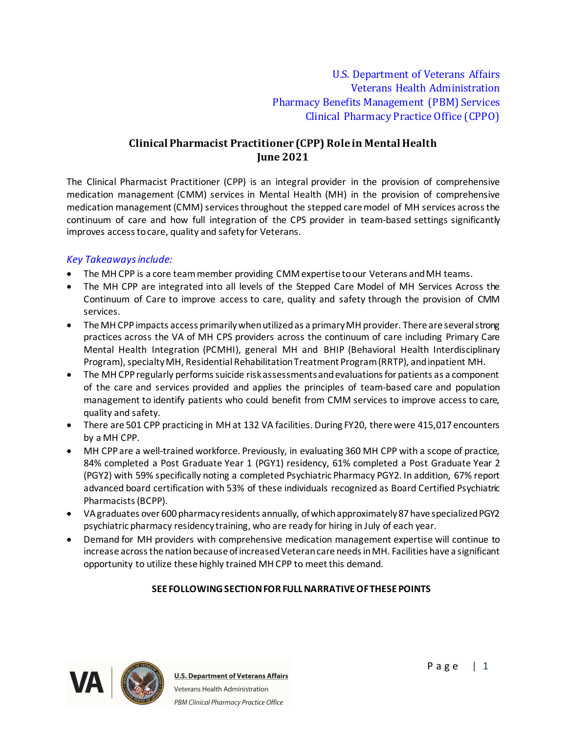U.S. Department of Veterans Affairs
Veterans Health Administration
Pharmacy Benefits Management (PBM) Services
Clinical Pharmacy Practice Office (CPPO)

# Clinical Pharmacist Practitioner (CPP) Role in Mental Health
## June 2021

The Clinical Pharmacist Practitioner (CPP) is an integral provider in the provision of comprehensive medication management (CMM) services in Mental Health (MH) in the provision of comprehensive medication management (CMM) services throughout the stepped care model of MH services across the continuum of care and how full integration of the CPS provider in team-based settings significantly improves access to care, quality and safety for Veterans.

*Key Takeaways include:*

- The MH CPP is a core team member providing CMM expertise to our Veterans and MH teams.
- The MH CPP are integrated into all levels of the Stepped Care Model of MH Services Across the Continuum of Care to improve access to care, quality and safety through the provision of CMM services.
- The MH CPP impacts access primarily when utilized as a primary MH provider. There are several strong practices across the VA of MH CPS providers across the continuum of care including Primary Care Mental Health Integration (PCMHI), general MH and BHIP (Behavioral Health Interdisciplinary Program), specialty MH, Residential Rehabilitation Treatment Program (RRTP), and inpatient MH.
- The MH CPP regularly performs suicide risk assessments and evaluations for patients as a component of the care and services provided and applies the principles of team-based care and population management to identify patients who could benefit from CMM services to improve access to care, quality and safety.
- There are 501 CPP practicing in MH at 132 VA facilities. During FY20, there were 415,017 encounters by a MH CPP.
- MH CPP are a well-trained workforce. Previously, in evaluating 360 MH CPP with a scope of practice, 84% completed a Post Graduate Year 1 (PGY1) residency, 61% completed a Post Graduate Year 2 (PGY2) with 59% specifically noting a completed Psychiatric Pharmacy PGY2. In addition, 67% report advanced board certification with 53% of these individuals recognized as Board Certified Psychiatric Pharmacists (BCPP).
- VA graduates over 600 pharmacy residents annually, of which approximately 87 have specialized PGY2 psychiatric pharmacy residency training, who are ready for hiring in July of each year.
- Demand for MH providers with comprehensive medication management expertise will continue to increase across the nation because of increased Veteran care needs in MH. Facilities have a significant opportunity to utilize these highly trained MH CPP to meet this demand.

**SEE FOLLOWING SECTION FOR FULL NARRATIVE OF THESE POINTS**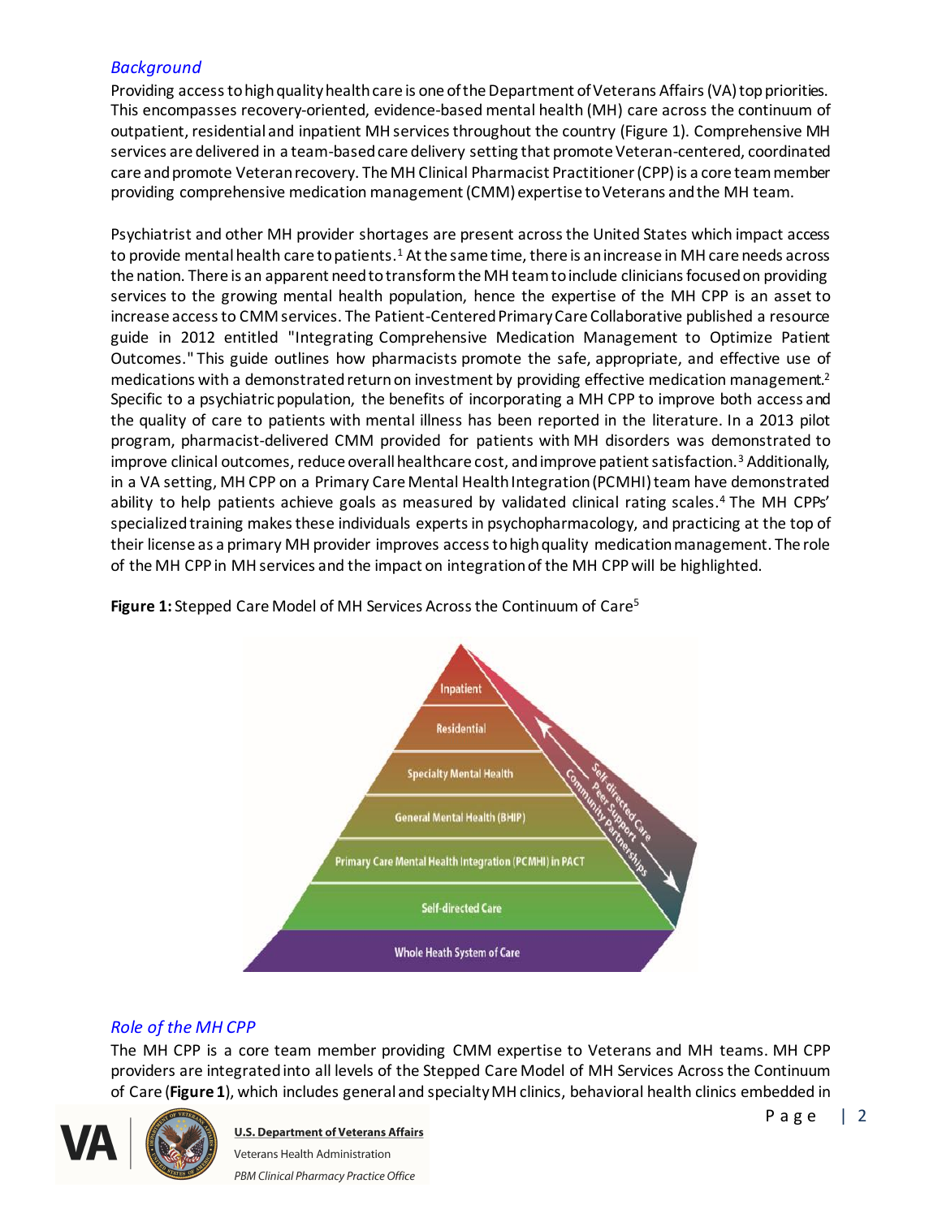### *Background*

Providing access to high quality health care is one of the Department of Veterans Affairs (VA) top priorities. This encompasses recovery-oriented, evidence-based mental health (MH) care across the continuum of outpatient, residential and inpatient MH services throughout the country (Figure 1). Comprehensive MH services are delivered in a team-based care delivery setting that promote Veteran-centered, coordinated care and promote Veteran recovery. The MH Clinical Pharmacist Practitioner (CPP) is a core team member providing comprehensive medication management (CMM) expertise to Veterans and the MH team.

Psychiatrist and other MH provider shortages are present across the United States which impact access to provide mental health care to patients.[1] At the same time, there is an increase in MH care needs across the nation. There is an apparent need to transform the MH team to include clinicians focused on providing services to the growing mental health population, hence the expertise of the MH CPP is an asset to increase access to CMM services. The Patient-Centered Primary Care Collaborative published a resource guide in 2012 entitled "Integrating Comprehensive Medication Management to Optimize Patient Outcomes." This guide outlines how pharmacists promote the safe, appropriate, and effective use of medications with a demonstrated return on investment by providing effective medication management.[2] Specific to a psychiatric population, the benefits of incorporating a MH CPP to improve both access and the quality of care to patients with mental illness has been reported in the literature. In a 2013 pilot program, pharmacist-delivered CMM provided for patients with MH disorders was demonstrated to improve clinical outcomes, reduce overall healthcare cost, and improve patient satisfaction.[3] Additionally, in a VA setting, MH CPP on a Primary Care Mental Health Integration (PCMHI) team have demonstrated ability to help patients achieve goals as measured by validated clinical rating scales.[4] The MH CPPs' specialized training makes these individuals experts in psychopharmacology, and practicing at the top of their license as a primary MH provider improves access to high quality medication management. The role of the MH CPP in MH services and the impact on integration of the MH CPP will be highlighted.

**Figure 1:** Stepped Care Model of MH Services Across the Continuum of Care[5]

- Inpatient
- Residential
- Specialty Mental Health
- General Mental Health (BHIP)
- Primary Care Mental Health Integration (PCMHI) in PACT
- Self-directed Care
- Whole Heath System of Care

(Side arrow: Self-directed Care, Peer Support, Community Partnerships)

### *Role of the MH CPP*

The MH CPP is a core team member providing CMM expertise to Veterans and MH teams. MH CPP providers are integrated into all levels of the Stepped Care Model of MH Services Across the Continuum of Care (**Figure 1**), which includes general and specialty MH clinics, behavioral health clinics embedded in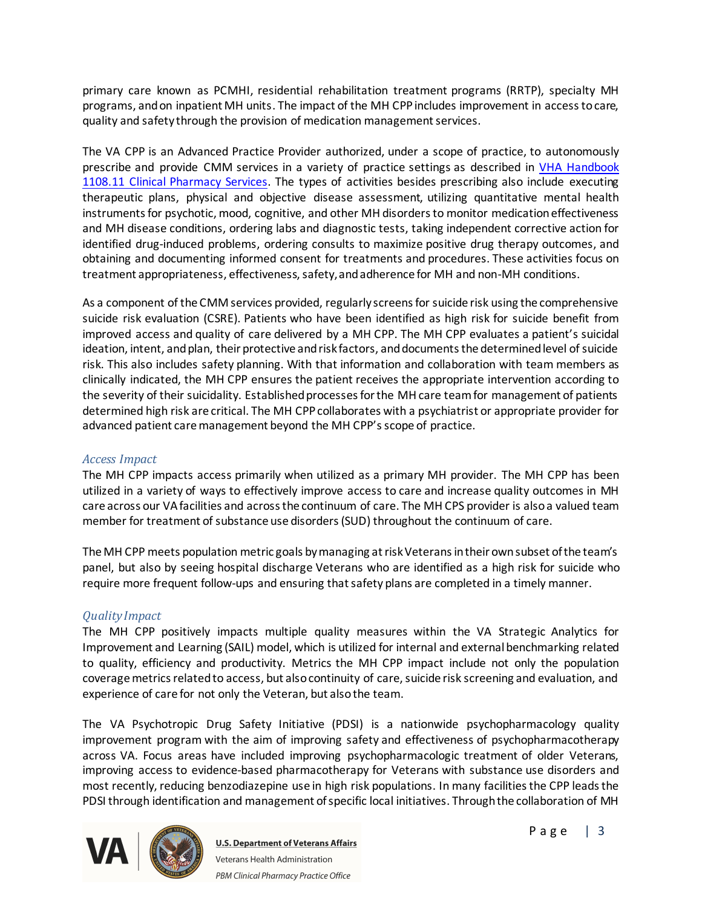primary care known as PCMHI, residential rehabilitation treatment programs (RRTP), specialty MH programs, and on inpatient MH units. The impact of the MH CPP includes improvement in access to care, quality and safety through the provision of medication management services.

The VA CPP is an Advanced Practice Provider authorized, under a scope of practice, to autonomously prescribe and provide CMM services in a variety of practice settings as described in [VHA Handbook 1108.11 Clinical Pharmacy Services](). The types of activities besides prescribing also include executing therapeutic plans, physical and objective disease assessment, utilizing quantitative mental health instruments for psychotic, mood, cognitive, and other MH disorders to monitor medication effectiveness and MH disease conditions, ordering labs and diagnostic tests, taking independent corrective action for identified drug-induced problems, ordering consults to maximize positive drug therapy outcomes, and obtaining and documenting informed consent for treatments and procedures. These activities focus on treatment appropriateness, effectiveness, safety, and adherence for MH and non-MH conditions.

As a component of the CMM services provided, regularly screens for suicide risk using the comprehensive suicide risk evaluation (CSRE). Patients who have been identified as high risk for suicide benefit from improved access and quality of care delivered by a MH CPP. The MH CPP evaluates a patient's suicidal ideation, intent, and plan, their protective and risk factors, and documents the determined level of suicide risk. This also includes safety planning. With that information and collaboration with team members as clinically indicated, the MH CPP ensures the patient receives the appropriate intervention according to the severity of their suicidality. Established processes for the MH care team for management of patients determined high risk are critical. The MH CPP collaborates with a psychiatrist or appropriate provider for advanced patient care management beyond the MH CPP's scope of practice.

### *Access Impact*

The MH CPP impacts access primarily when utilized as a primary MH provider. The MH CPP has been utilized in a variety of ways to effectively improve access to care and increase quality outcomes in MH care across our VA facilities and across the continuum of care. The MH CPS provider is also a valued team member for treatment of substance use disorders (SUD) throughout the continuum of care.

The MH CPP meets population metric goals by managing at risk Veterans in their own subset of the team's panel, but also by seeing hospital discharge Veterans who are identified as a high risk for suicide who require more frequent follow-ups and ensuring that safety plans are completed in a timely manner.

### *Quality Impact*

The MH CPP positively impacts multiple quality measures within the VA Strategic Analytics for Improvement and Learning (SAIL) model, which is utilized for internal and external benchmarking related to quality, efficiency and productivity. Metrics the MH CPP impact include not only the population coverage metrics related to access, but also continuity of care, suicide risk screening and evaluation, and experience of care for not only the Veteran, but also the team.

The VA Psychotropic Drug Safety Initiative (PDSI) is a nationwide psychopharmacology quality improvement program with the aim of improving safety and effectiveness of psychopharmacotherapy across VA. Focus areas have included improving psychopharmacologic treatment of older Veterans, improving access to evidence-based pharmacotherapy for Veterans with substance use disorders and most recently, reducing benzodiazepine use in high risk populations. In many facilities the CPP leads the PDSI through identification and management of specific local initiatives. Through the collaboration of MH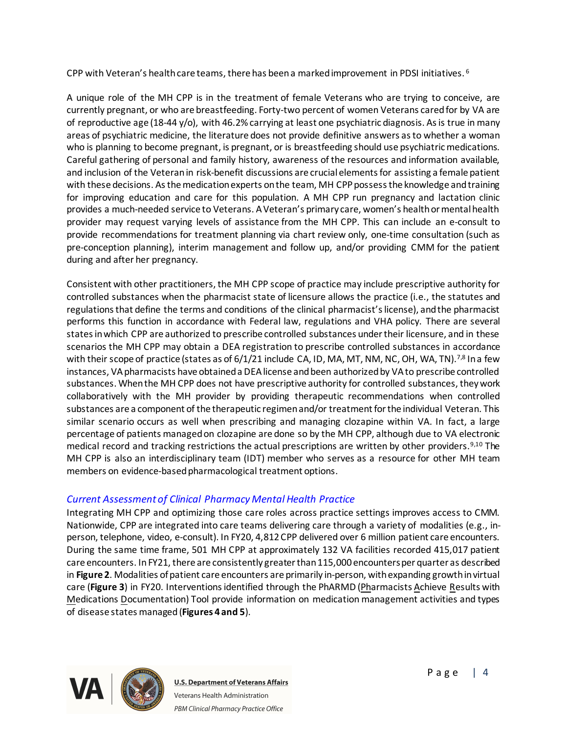CPP with Veteran's health care teams, there has been a marked improvement in PDSI initiatives. [6]

A unique role of the MH CPP is in the treatment of female Veterans who are trying to conceive, are currently pregnant, or who are breastfeeding. Forty-two percent of women Veterans cared for by VA are of reproductive age (18-44 y/o), with 46.2% carrying at least one psychiatric diagnosis. As is true in many areas of psychiatric medicine, the literature does not provide definitive answers as to whether a woman who is planning to become pregnant, is pregnant, or is breastfeeding should use psychiatric medications. Careful gathering of personal and family history, awareness of the resources and information available, and inclusion of the Veteran in risk-benefit discussions are crucial elements for assisting a female patient with these decisions. As the medication experts on the team, MH CPP possess the knowledge and training for improving education and care for this population. A MH CPP run pregnancy and lactation clinic provides a much-needed service to Veterans. A Veteran's primary care, women's health or mental health provider may request varying levels of assistance from the MH CPP. This can include an e-consult to provide recommendations for treatment planning via chart review only, one-time consultation (such as pre-conception planning), interim management and follow up, and/or providing CMM for the patient during and after her pregnancy.

Consistent with other practitioners, the MH CPP scope of practice may include prescriptive authority for controlled substances when the pharmacist state of licensure allows the practice (i.e., the statutes and regulations that define the terms and conditions of the clinical pharmacist's license), and the pharmacist performs this function in accordance with Federal law, regulations and VHA policy. There are several states in which CPP are authorized to prescribe controlled substances under their licensure, and in these scenarios the MH CPP may obtain a DEA registration to prescribe controlled substances in accordance with their scope of practice (states as of 6/1/21 include CA, ID, MA, MT, NM, NC, OH, WA, TN).[7,8] In a few instances, VA pharmacists have obtained a DEA license and been authorized by VA to prescribe controlled substances. When the MH CPP does not have prescriptive authority for controlled substances, they work collaboratively with the MH provider by providing therapeutic recommendations when controlled substances are a component of the therapeutic regimen and/or treatment for the individual Veteran. This similar scenario occurs as well when prescribing and managing clozapine within VA. In fact, a large percentage of patients managed on clozapine are done so by the MH CPP, although due to VA electronic medical record and tracking restrictions the actual prescriptions are written by other providers.[9,10] The MH CPP is also an interdisciplinary team (IDT) member who serves as a resource for other MH team members on evidence-based pharmacological treatment options.

### *Current Assessment of Clinical Pharmacy Mental Health Practice*

Integrating MH CPP and optimizing those care roles across practice settings improves access to CMM. Nationwide, CPP are integrated into care teams delivering care through a variety of modalities (e.g., in-person, telephone, video, e-consult). In FY20, 4,812 CPP delivered over 6 million patient care encounters. During the same time frame, 501 MH CPP at approximately 132 VA facilities recorded 415,017 patient care encounters. In FY21, there are consistently greater than 115,000 encounters per quarter as described in **Figure 2**. Modalities of patient care encounters are primarily in-person, with expanding growth in virtual care (**Figure 3**) in FY20. Interventions identified through the PhARMD (Pharmacists Achieve Results with Medications Documentation) Tool provide information on medication management activities and types of disease states managed (**Figures 4 and 5**).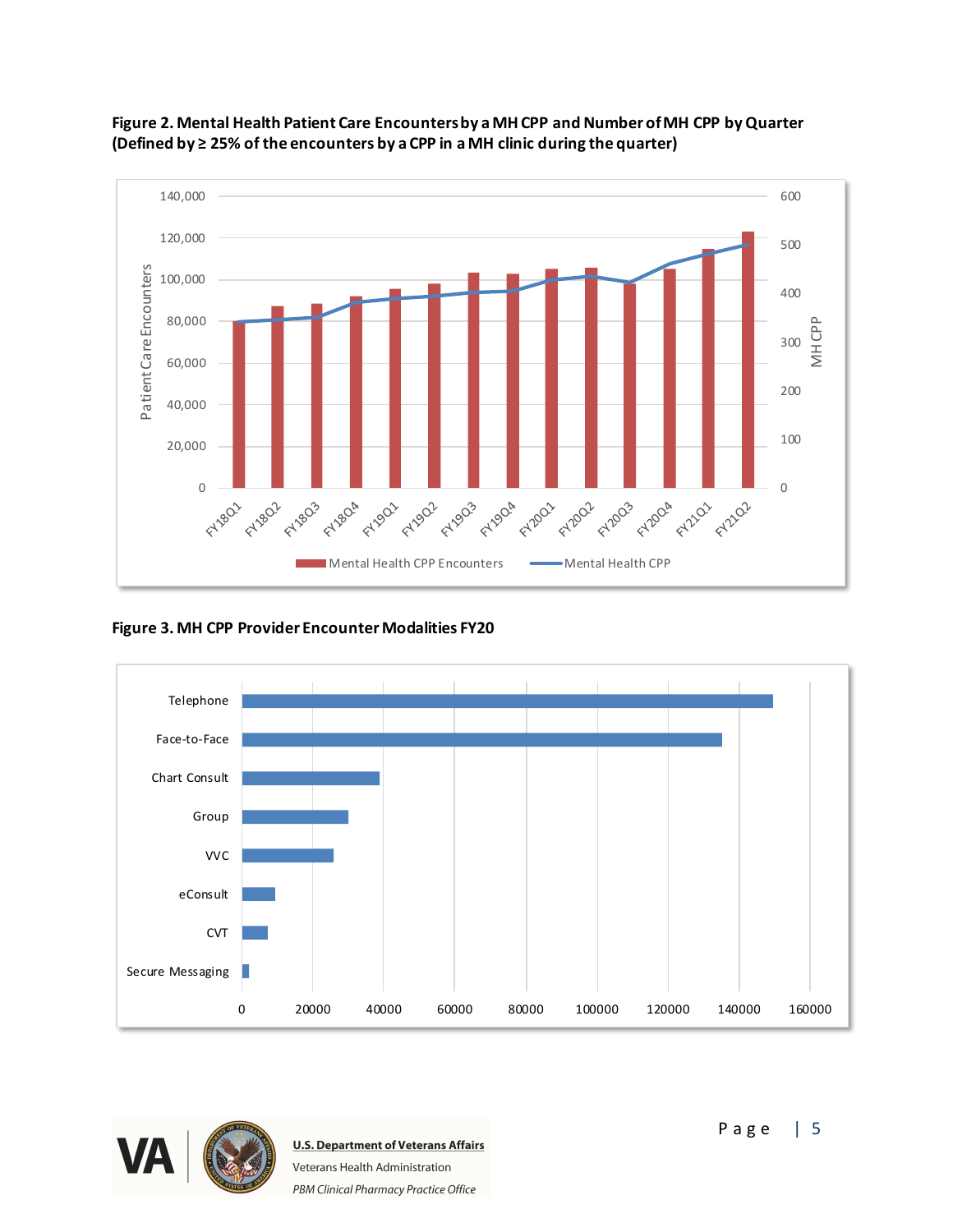**Figure 2. Mental Health Patient Care Encounters by a MH CPP and Number of MH CPP by Quarter (Defined by ≥ 25% of the encounters by a CPP in a MH clinic during the quarter)**

**Figure 3. MH CPP Provider Encounter Modalities FY20**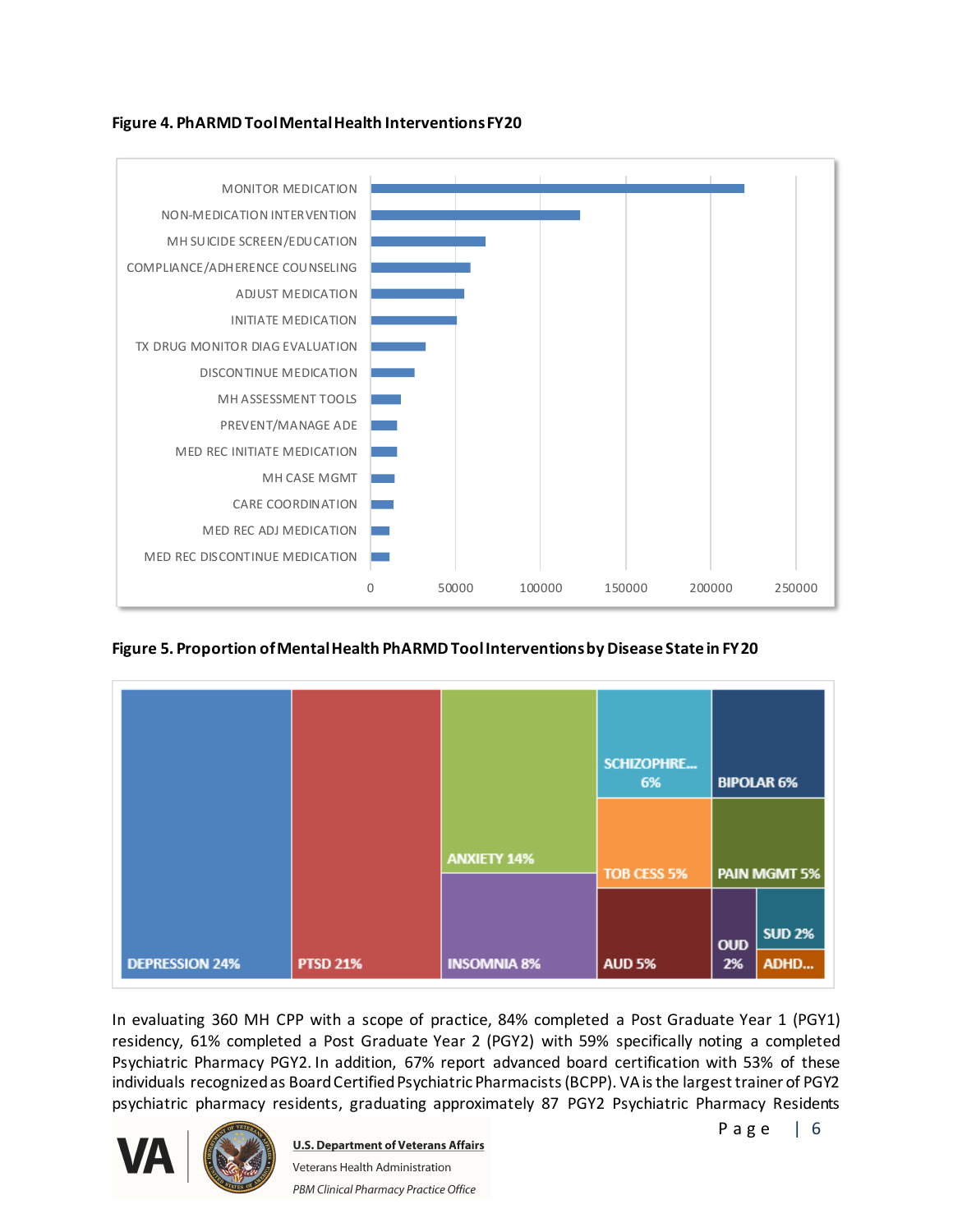**Figure 4. PhARMD Tool Mental Health Interventions FY20**

MONITOR MEDICATION
NON-MEDICATION INTERVENTION
MH SUICIDE SCREEN/EDUCATION
COMPLIANCE/ADHERENCE COUNSELING
ADJUST MEDICATION
INITIATE MEDICATION
TX DRUG MONITOR DIAG EVALUATION
DISCONTINUE MEDICATION
MH ASSESSMENT TOOLS
PREVENT/MANAGE ADE
MED REC INITIATE MEDICATION
MH CASE MGMT
CARE COORDINATION
MED REC ADJ MEDICATION
MED REC DISCONTINUE MEDICATION

0 50000 100000 150000 200000 250000

**Figure 5. Proportion of Mental Health PhARMD Tool Interventions by Disease State in FY20**

DEPRESSION 24%
PTSD 21%
ANXIETY 14%
INSOMNIA 8%
SCHIZOPHRE... 6%
BIPOLAR 6%
TOB CESS 5%
PAIN MGMT 5%
AUD 5%
OUD 2%
SUD 2%
ADHD...

In evaluating 360 MH CPP with a scope of practice, 84% completed a Post Graduate Year 1 (PGY1) residency, 61% completed a Post Graduate Year 2 (PGY2) with 59% specifically noting a completed Psychiatric Pharmacy PGY2. In addition, 67% report advanced board certification with 53% of these individuals recognized as Board Certified Psychiatric Pharmacists (BCPP). VA is the largest trainer of PGY2 psychiatric pharmacy residents, graduating approximately 87 PGY2 Psychiatric Pharmacy Residents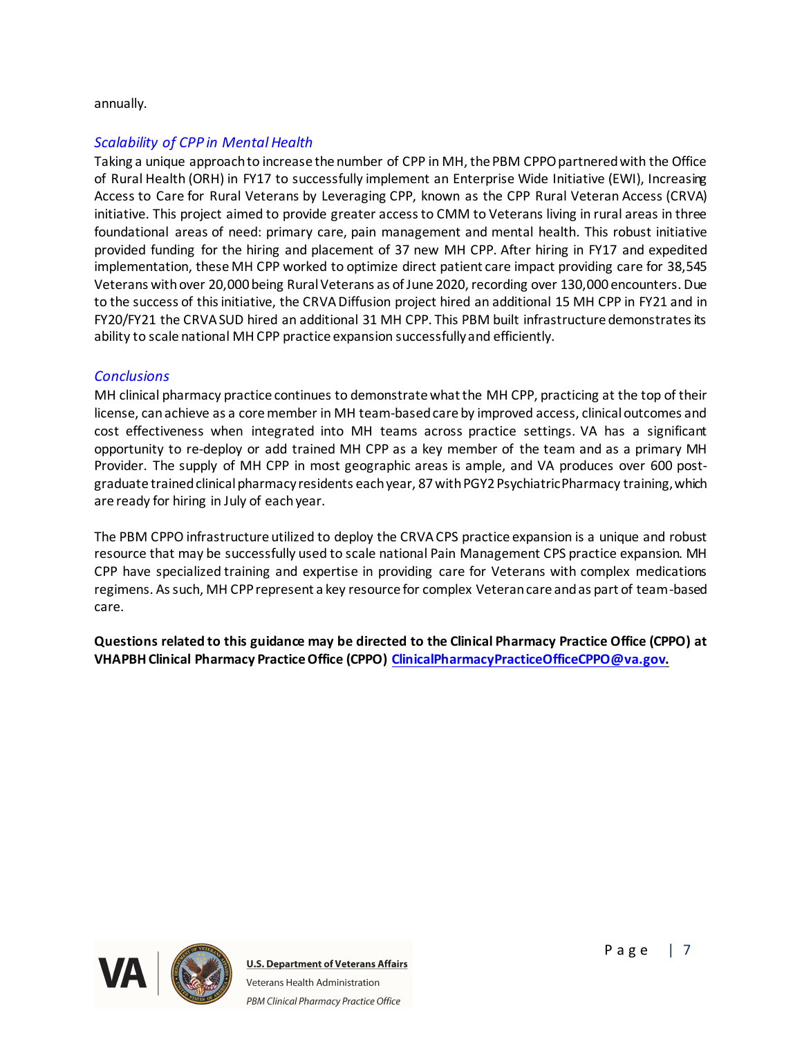annually.

### *Scalability of CPP in Mental Health*

Taking a unique approach to increase the number of CPP in MH, the PBM CPPO partnered with the Office of Rural Health (ORH) in FY17 to successfully implement an Enterprise Wide Initiative (EWI), Increasing Access to Care for Rural Veterans by Leveraging CPP, known as the CPP Rural Veteran Access (CRVA) initiative. This project aimed to provide greater access to CMM to Veterans living in rural areas in three foundational areas of need: primary care, pain management and mental health. This robust initiative provided funding for the hiring and placement of 37 new MH CPP. After hiring in FY17 and expedited implementation, these MH CPP worked to optimize direct patient care impact providing care for 38,545 Veterans with over 20,000 being Rural Veterans as of June 2020, recording over 130,000 encounters. Due to the success of this initiative, the CRVA Diffusion project hired an additional 15 MH CPP in FY21 and in FY20/FY21 the CRVA SUD hired an additional 31 MH CPP. This PBM built infrastructure demonstrates its ability to scale national MH CPP practice expansion successfully and efficiently.

### *Conclusions*

MH clinical pharmacy practice continues to demonstrate what the MH CPP, practicing at the top of their license, can achieve as a core member in MH team-based care by improved access, clinical outcomes and cost effectiveness when integrated into MH teams across practice settings. VA has a significant opportunity to re-deploy or add trained MH CPP as a key member of the team and as a primary MH Provider. The supply of MH CPP in most geographic areas is ample, and VA produces over 600 post-graduate trained clinical pharmacy residents each year, 87 with PGY2 Psychiatric Pharmacy training, which are ready for hiring in July of each year.

The PBM CPPO infrastructure utilized to deploy the CRVA CPS practice expansion is a unique and robust resource that may be successfully used to scale national Pain Management CPS practice expansion. MH CPP have specialized training and expertise in providing care for Veterans with complex medications regimens. As such, MH CPP represent a key resource for complex Veteran care and as part of team-based care.

**Questions related to this guidance may be directed to the Clinical Pharmacy Practice Office (CPPO) at VHAPBH Clinical Pharmacy Practice Office (CPPO) [ClinicalPharmacyPracticeOfficeCPPO@va.gov](mailto:ClinicalPharmacyPracticeOfficeCPPO@va.gov).**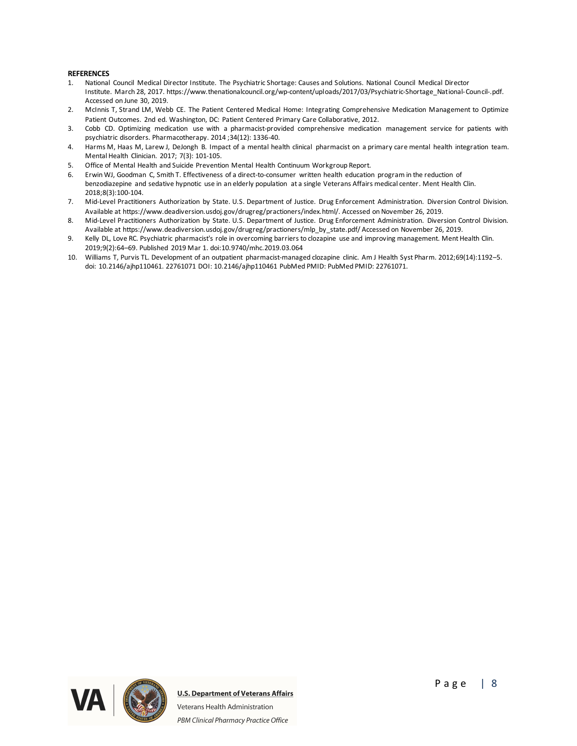**REFERENCES**

1. National Council Medical Director Institute. The Psychiatric Shortage: Causes and Solutions. National Council Medical Director Institute. March 28, 2017. https://www.thenationalcouncil.org/wp-content/uploads/2017/03/Psychiatric-Shortage_National-Council-.pdf. Accessed on June 30, 2019.
2. McInnis T, Strand LM, Webb CE. The Patient Centered Medical Home: Integrating Comprehensive Medication Management to Optimize Patient Outcomes. 2nd ed. Washington, DC: Patient Centered Primary Care Collaborative, 2012.
3. Cobb CD. Optimizing medication use with a pharmacist-provided comprehensive medication management service for patients with psychiatric disorders. Pharmacotherapy. 2014 ;34(12): 1336-40.
4. Harms M, Haas M, Larew J, DeJongh B. Impact of a mental health clinical pharmacist on a primary care mental health integration team. Mental Health Clinician. 2017; 7(3): 101-105.
5. Office of Mental Health and Suicide Prevention Mental Health Continuum Workgroup Report.
6. Erwin WJ, Goodman C, Smith T. Effectiveness of a direct-to-consumer written health education program in the reduction of benzodiazepine and sedative hypnotic use in an elderly population at a single Veterans Affairs medical center. Ment Health Clin. 2018;8(3):100-104.
7. Mid-Level Practitioners Authorization by State. U.S. Department of Justice. Drug Enforcement Administration. Diversion Control Division. Available at https://www.deadiversion.usdoj.gov/drugreg/practioners/index.html/. Accessed on November 26, 2019.
8. Mid-Level Practitioners Authorization by State. U.S. Department of Justice. Drug Enforcement Administration. Diversion Control Division. Available at https://www.deadiversion.usdoj.gov/drugreg/practioners/mlp_by_state.pdf/ Accessed on November 26, 2019.
9. Kelly DL, Love RC. Psychiatric pharmacist's role in overcoming barriers to clozapine use and improving management. Ment Health Clin. 2019;9(2):64–69. Published 2019 Mar 1. doi:10.9740/mhc.2019.03.064
10. Williams T, Purvis TL. Development of an outpatient pharmacist-managed clozapine clinic. Am J Health Syst Pharm. 2012;69(14):1192–5. doi: 10.2146/ajhp110461. 22761071 DOI: 10.2146/ajhp110461 PubMed PMID: PubMed PMID: 22761071.